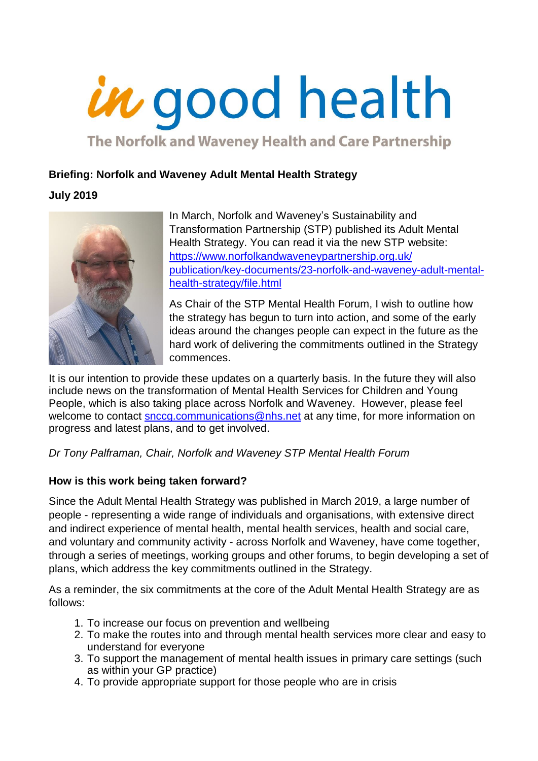# in good health

The Norfolk and Waveney Health and Care Partnership

**Briefing: Norfolk and Waveney Adult Mental Health Strategy**

**July 2019**

In March, Norfolk and Waveney's Sustainability and Transformation Partnership (STP) published its Adult Mental Health Strategy. You can read it via the new STP website: [https://www.norfolkandwaveneypartnership.org.uk/publication/key-documents/23-norfolk-and-waveney-adult-mental-health-strategy/file.html](https://www.norfolkandwaveneypartnership.org.uk/publication/key-documents/23-norfolk-and-waveney-adult-mental-health-strategy/file.html)

As Chair of the STP Mental Health Forum, I wish to outline how the strategy has begun to turn into action, and some of the early ideas around the changes people can expect in the future as the hard work of delivering the commitments outlined in the Strategy commences.

It is our intention to provide these updates on a quarterly basis. In the future they will also include news on the transformation of Mental Health Services for Children and Young People, which is also taking place across Norfolk and Waveney. However, please feel welcome to contact [snccg.communications@nhs.net](mailto:snccg.communications@nhs.net) at any time, for more information on progress and latest plans, and to get involved.

*Dr Tony Palframan, Chair, Norfolk and Waveney STP Mental Health Forum*

**How is this work being taken forward?**

Since the Adult Mental Health Strategy was published in March 2019, a large number of people - representing a wide range of individuals and organisations, with extensive direct and indirect experience of mental health, mental health services, health and social care, and voluntary and community activity - across Norfolk and Waveney, have come together, through a series of meetings, working groups and other forums, to begin developing a set of plans, which address the key commitments outlined in the Strategy.

As a reminder, the six commitments at the core of the Adult Mental Health Strategy are as follows:

1. To increase our focus on prevention and wellbeing
2. To make the routes into and through mental health services more clear and easy to understand for everyone
3. To support the management of mental health issues in primary care settings (such as within your GP practice)
4. To provide appropriate support for those people who are in crisis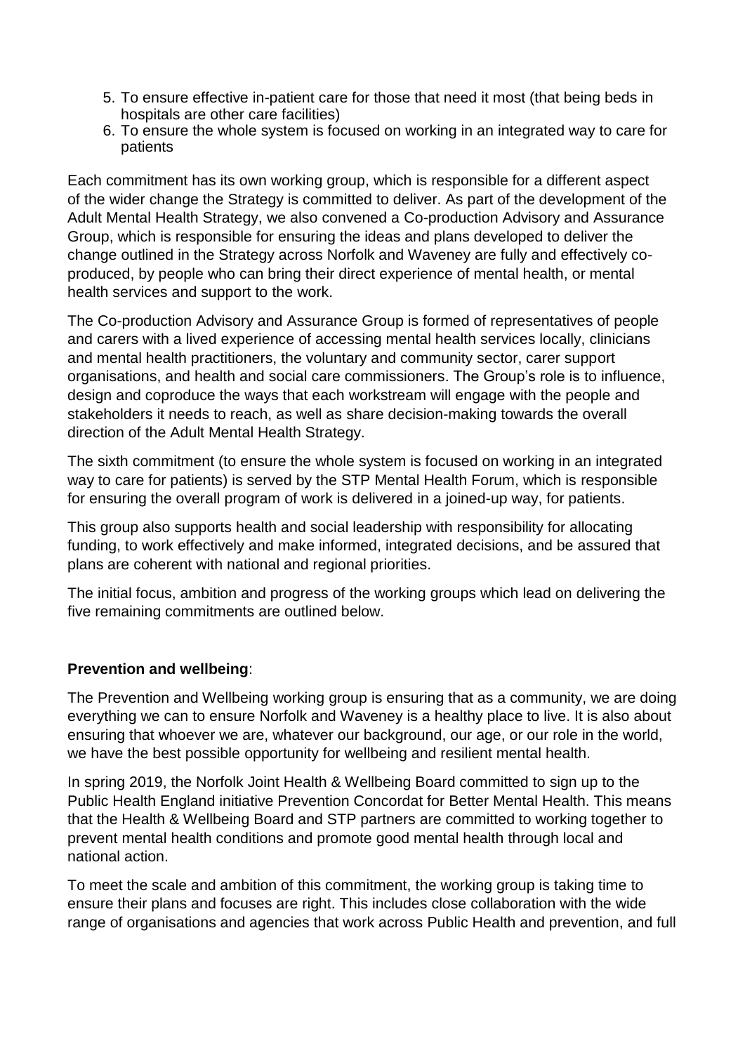5. To ensure effective in-patient care for those that need it most (that being beds in hospitals are other care facilities)
6. To ensure the whole system is focused on working in an integrated way to care for patients

Each commitment has its own working group, which is responsible for a different aspect of the wider change the Strategy is committed to deliver. As part of the development of the Adult Mental Health Strategy, we also convened a Co-production Advisory and Assurance Group, which is responsible for ensuring the ideas and plans developed to deliver the change outlined in the Strategy across Norfolk and Waveney are fully and effectively co-produced, by people who can bring their direct experience of mental health, or mental health services and support to the work.

The Co-production Advisory and Assurance Group is formed of representatives of people and carers with a lived experience of accessing mental health services locally, clinicians and mental health practitioners, the voluntary and community sector, carer support organisations, and health and social care commissioners. The Group's role is to influence, design and coproduce the ways that each workstream will engage with the people and stakeholders it needs to reach, as well as share decision-making towards the overall direction of the Adult Mental Health Strategy.

The sixth commitment (to ensure the whole system is focused on working in an integrated way to care for patients) is served by the STP Mental Health Forum, which is responsible for ensuring the overall program of work is delivered in a joined-up way, for patients.

This group also supports health and social leadership with responsibility for allocating funding, to work effectively and make informed, integrated decisions, and be assured that plans are coherent with national and regional priorities.

The initial focus, ambition and progress of the working groups which lead on delivering the five remaining commitments are outlined below.

**Prevention and wellbeing**:

The Prevention and Wellbeing working group is ensuring that as a community, we are doing everything we can to ensure Norfolk and Waveney is a healthy place to live. It is also about ensuring that whoever we are, whatever our background, our age, or our role in the world, we have the best possible opportunity for wellbeing and resilient mental health.

In spring 2019, the Norfolk Joint Health & Wellbeing Board committed to sign up to the Public Health England initiative Prevention Concordat for Better Mental Health. This means that the Health & Wellbeing Board and STP partners are committed to working together to prevent mental health conditions and promote good mental health through local and national action.

To meet the scale and ambition of this commitment, the working group is taking time to ensure their plans and focuses are right. This includes close collaboration with the wide range of organisations and agencies that work across Public Health and prevention, and full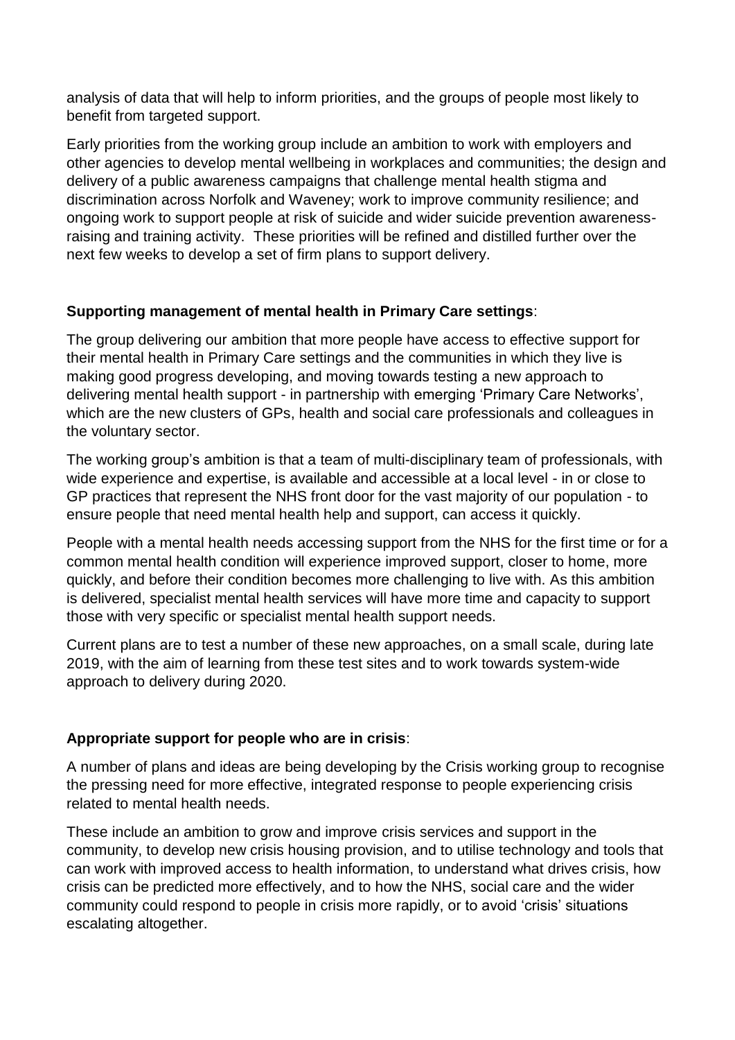analysis of data that will help to inform priorities, and the groups of people most likely to benefit from targeted support.

Early priorities from the working group include an ambition to work with employers and other agencies to develop mental wellbeing in workplaces and communities; the design and delivery of a public awareness campaigns that challenge mental health stigma and discrimination across Norfolk and Waveney; work to improve community resilience; and ongoing work to support people at risk of suicide and wider suicide prevention awareness-raising and training activity. These priorities will be refined and distilled further over the next few weeks to develop a set of firm plans to support delivery.

**Supporting management of mental health in Primary Care settings**:

The group delivering our ambition that more people have access to effective support for their mental health in Primary Care settings and the communities in which they live is making good progress developing, and moving towards testing a new approach to delivering mental health support - in partnership with emerging 'Primary Care Networks', which are the new clusters of GPs, health and social care professionals and colleagues in the voluntary sector.

The working group's ambition is that a team of multi-disciplinary team of professionals, with wide experience and expertise, is available and accessible at a local level - in or close to GP practices that represent the NHS front door for the vast majority of our population - to ensure people that need mental health help and support, can access it quickly.

People with a mental health needs accessing support from the NHS for the first time or for a common mental health condition will experience improved support, closer to home, more quickly, and before their condition becomes more challenging to live with. As this ambition is delivered, specialist mental health services will have more time and capacity to support those with very specific or specialist mental health support needs.

Current plans are to test a number of these new approaches, on a small scale, during late 2019, with the aim of learning from these test sites and to work towards system-wide approach to delivery during 2020.

**Appropriate support for people who are in crisis**:

A number of plans and ideas are being developing by the Crisis working group to recognise the pressing need for more effective, integrated response to people experiencing crisis related to mental health needs.

These include an ambition to grow and improve crisis services and support in the community, to develop new crisis housing provision, and to utilise technology and tools that can work with improved access to health information, to understand what drives crisis, how crisis can be predicted more effectively, and to how the NHS, social care and the wider community could respond to people in crisis more rapidly, or to avoid 'crisis' situations escalating altogether.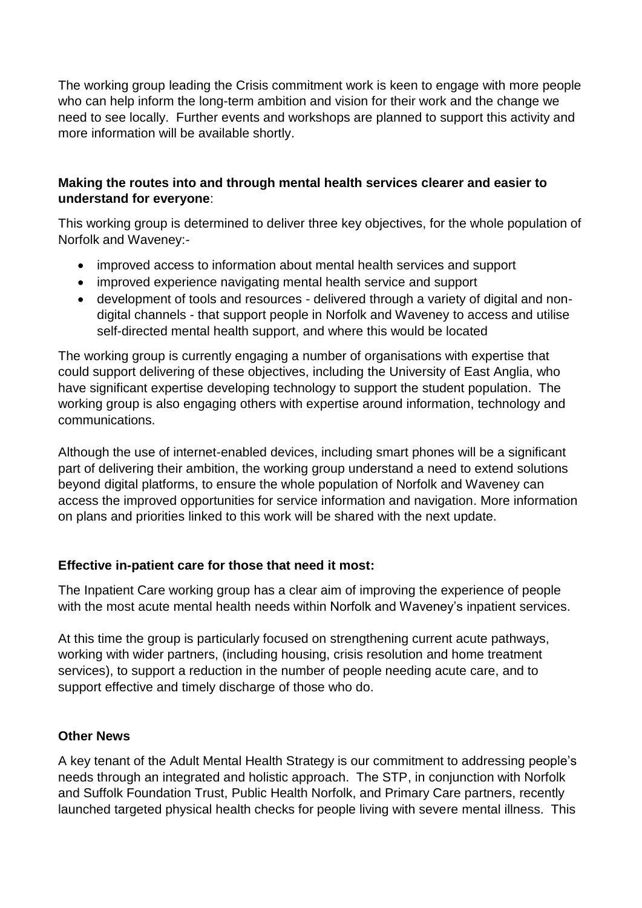The working group leading the Crisis commitment work is keen to engage with more people who can help inform the long-term ambition and vision for their work and the change we need to see locally. Further events and workshops are planned to support this activity and more information will be available shortly.

**Making the routes into and through mental health services clearer and easier to understand for everyone**:

This working group is determined to deliver three key objectives, for the whole population of Norfolk and Waveney:-

- improved access to information about mental health services and support
- improved experience navigating mental health service and support
- development of tools and resources - delivered through a variety of digital and non-digital channels - that support people in Norfolk and Waveney to access and utilise self-directed mental health support, and where this would be located

The working group is currently engaging a number of organisations with expertise that could support delivering of these objectives, including the University of East Anglia, who have significant expertise developing technology to support the student population. The working group is also engaging others with expertise around information, technology and communications.

Although the use of internet-enabled devices, including smart phones will be a significant part of delivering their ambition, the working group understand a need to extend solutions beyond digital platforms, to ensure the whole population of Norfolk and Waveney can access the improved opportunities for service information and navigation. More information on plans and priorities linked to this work will be shared with the next update.

**Effective in-patient care for those that need it most:**

The Inpatient Care working group has a clear aim of improving the experience of people with the most acute mental health needs within Norfolk and Waveney's inpatient services.

At this time the group is particularly focused on strengthening current acute pathways, working with wider partners, (including housing, crisis resolution and home treatment services), to support a reduction in the number of people needing acute care, and to support effective and timely discharge of those who do.

**Other News**

A key tenant of the Adult Mental Health Strategy is our commitment to addressing people's needs through an integrated and holistic approach. The STP, in conjunction with Norfolk and Suffolk Foundation Trust, Public Health Norfolk, and Primary Care partners, recently launched targeted physical health checks for people living with severe mental illness. This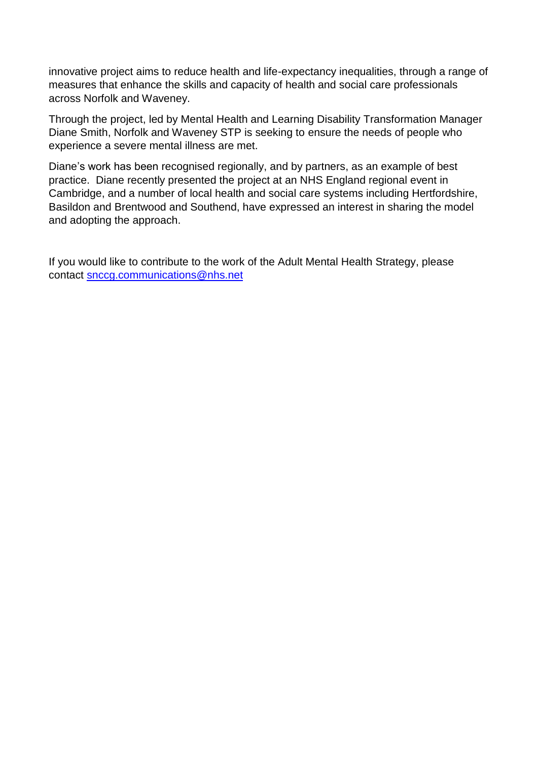innovative project aims to reduce health and life-expectancy inequalities, through a range of measures that enhance the skills and capacity of health and social care professionals across Norfolk and Waveney.

Through the project, led by Mental Health and Learning Disability Transformation Manager Diane Smith, Norfolk and Waveney STP is seeking to ensure the needs of people who experience a severe mental illness are met.

Diane's work has been recognised regionally, and by partners, as an example of best practice. Diane recently presented the project at an NHS England regional event in Cambridge, and a number of local health and social care systems including Hertfordshire, Basildon and Brentwood and Southend, have expressed an interest in sharing the model and adopting the approach.

If you would like to contribute to the work of the Adult Mental Health Strategy, please contact [snccg.communications@nhs.net](mailto:snccg.communications@nhs.net)